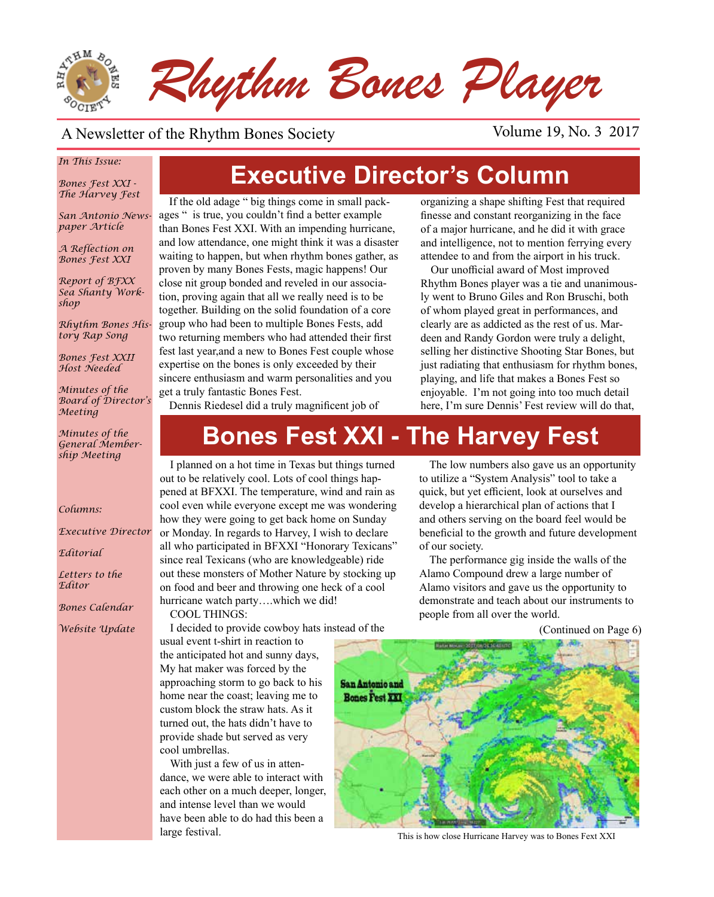# Rhythm Bones Player

A Newsletter of the Rhythm Bones Society

Volume 19, No. 3 2017

*In This Issue:*

*Bones Fest XXI - The Harvey Fest*

*San Antonio Newspaper Article*

*A Reflection on Bones Fest XXI*

*Report of BFXX Sea Shanty Workshop*

*Rhythm Bones History Rap Song*

*Bones Fest XXII Host Needed*

*Minutes of the Board of Director's Meeting*

*Minutes of the General Membership Meeting*

*Columns:*

*Executive Director*

*Editorial*

*Letters to the Editor*

*Bones Calendar*

*Website Update*

## Executive Director's Column

If the old adage " big things come in small packages " is true, you couldn't find a better example than Bones Fest XXI. With an impending hurricane, and low attendance, one might think it was a disaster waiting to happen, but when rhythm bones gather, as proven by many Bones Fests, magic happens! Our close nit group bonded and reveled in our association, proving again that all we really need is to be together. Building on the solid foundation of a core group who had been to multiple Bones Fests, add two returning members who had attended their first fest last year,and a new to Bones Fest couple whose expertise on the bones is only exceeded by their sincere enthusiasm and warm personalities and you get a truly fantastic Bones Fest.

Dennis Riedesel did a truly magnificent job of organizing a shape shifting Fest that required finesse and constant reorganizing in the face of a major hurricane, and he did it with grace and intelligence, not to mention ferrying every attendee to and from the airport in his truck.

Our unofficial award of Most improved Rhythm Bones player was a tie and unanimously went to Bruno Giles and Ron Bruschi, both of whom played great in performances, and clearly are as addicted as the rest of us. Mardeen and Randy Gordon were truly a delight, selling her distinctive Shooting Star Bones, but just radiating that enthusiasm for rhythm bones, playing, and life that makes a Bones Fest so enjoyable. I'm not going into too much detail here, I'm sure Dennis' Fest review will do that,

## Bones Fest XXI - The Harvey Fest

I planned on a hot time in Texas but things turned out to be relatively cool. Lots of cool things happened at BFXXI. The temperature, wind and rain as cool even while everyone except me was wondering how they were going to get back home on Sunday or Monday. In regards to Harvey, I wish to declare all who participated in BFXXI "Honorary Texicans" since real Texicans (who are knowledgeable) ride out these monsters of Mother Nature by stocking up on food and beer and throwing one heck of a cool hurricane watch party….which we did!

COOL THINGS:

I decided to provide cowboy hats instead of the usual event t-shirt in reaction to the anticipated hot and sunny days, My hat maker was forced by the approaching storm to go back to his home near the coast; leaving me to custom block the straw hats. As it turned out, the hats didn't have to provide shade but served as very cool umbrellas.

With just a few of us in attendance, we were able to interact with each other on a much deeper, longer, and intense level than we would have been able to do had this been a large festival.

The low numbers also gave us an opportunity to utilize a "System Analysis" tool to take a quick, but yet efficient, look at ourselves and develop a hierarchical plan of actions that I and others serving on the board feel would be beneficial to the growth and future development of our society.

The performance gig inside the walls of the Alamo Compound drew a large number of Alamo visitors and gave us the opportunity to demonstrate and teach about our instruments to people from all over the world.

(Continued on Page 6)

This is how close Hurricane Harvey was to Bones Fext XXI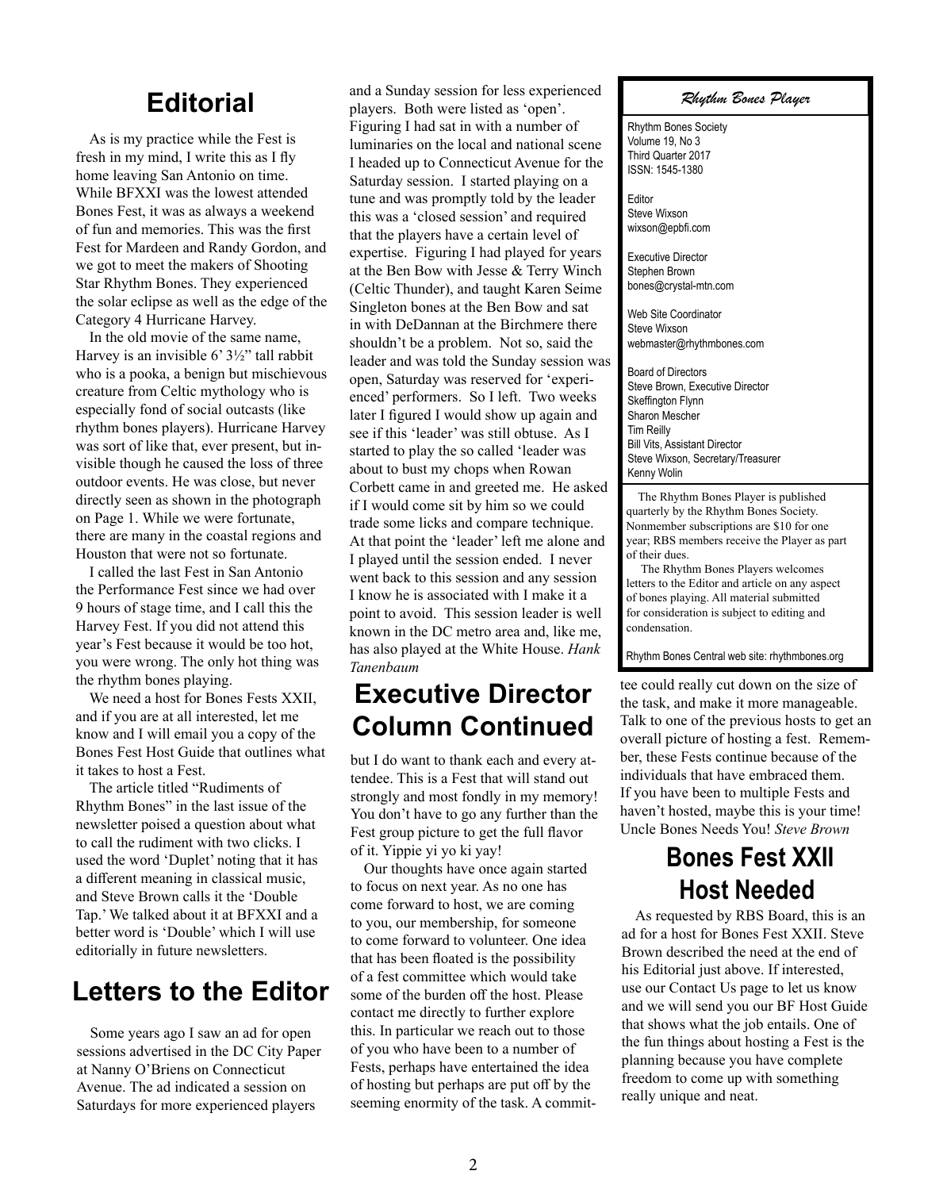## Editorial

As is my practice while the Fest is fresh in my mind, I write this as I fly home leaving San Antonio on time. While BFXXI was the lowest attended Bones Fest, it was as always a weekend of fun and memories. This was the first Fest for Mardeen and Randy Gordon, and we got to meet the makers of Shooting Star Rhythm Bones. They experienced the solar eclipse as well as the edge of the Category 4 Hurricane Harvey.

In the old movie of the same name, Harvey is an invisible 6' 3½" tall rabbit who is a pooka, a benign but mischievous creature from Celtic mythology who is especially fond of social outcasts (like rhythm bones players). Hurricane Harvey was sort of like that, ever present, but invisible though he caused the loss of three outdoor events. He was close, but never directly seen as shown in the photograph on Page 1. While we were fortunate, there are many in the coastal regions and Houston that were not so fortunate.

I called the last Fest in San Antonio the Performance Fest since we had over 9 hours of stage time, and I call this the Harvey Fest. If you did not attend this year's Fest because it would be too hot, you were wrong. The only hot thing was the rhythm bones playing.

We need a host for Bones Fests XXII, and if you are at all interested, let me know and I will email you a copy of the Bones Fest Host Guide that outlines what it takes to host a Fest.

The article titled "Rudiments of Rhythm Bones" in the last issue of the newsletter poised a question about what to call the rudiment with two clicks. I used the word 'Duplet' noting that it has a different meaning in classical music, and Steve Brown calls it the 'Double Tap.' We talked about it at BFXXI and a better word is 'Double' which I will use editorially in future newsletters.

## Letters to the Editor

Some years ago I saw an ad for open sessions advertised in the DC City Paper at Nanny O'Briens on Connecticut Avenue. The ad indicated a session on Saturdays for more experienced players and a Sunday session for less experienced players. Both were listed as 'open'. Figuring I had sat in with a number of luminaries on the local and national scene I headed up to Connecticut Avenue for the Saturday session. I started playing on a tune and was promptly told by the leader this was a 'closed session' and required that the players have a certain level of expertise. Figuring I had played for years at the Ben Bow with Jesse & Terry Winch (Celtic Thunder), and taught Karen Seime Singleton bones at the Ben Bow and sat in with DeDannan at the Birchmere there shouldn't be a problem. Not so, said the leader and was told the Sunday session was open, Saturday was reserved for 'experienced' performers. So I left. Two weeks later I figured I would show up again and see if this 'leader' was still obtuse. As I started to play the so called 'leader was about to bust my chops when Rowan Corbett came in and greeted me. He asked if I would come sit by him so we could trade some licks and compare technique. At that point the 'leader' left me alone and I played until the session ended. I never went back to this session and any session I know he is associated with I make it a point to avoid. This session leader is well known in the DC metro area and, like me, has also played at the White House. *Hank Tanenbaum*

## Executive Director Column Continued

but I do want to thank each and every attendee. This is a Fest that will stand out strongly and most fondly in my memory! You don't have to go any further than the Fest group picture to get the full flavor of it. Yippie yi yo ki yay!

Our thoughts have once again started to focus on next year. As no one has come forward to host, we are coming to you, our membership, for someone to come forward to volunteer. One idea that has been floated is the possibility of a fest committee which would take some of the burden off the host. Please contact me directly to further explore this. In particular we reach out to those of you who have been to a number of Fests, perhaps have entertained the idea of hosting but perhaps are put off by the seeming enormity of the task. A committee could really cut down on the size of the task, and make it more manageable. Talk to one of the previous hosts to get an overall picture of hosting a fest. Remember, these Fests continue because of the individuals that have embraced them. If you have been to multiple Fests and haven't hosted, maybe this is your time! Uncle Bones Needs You! *Steve Brown*

---

*Rhythm Bones Player*

Rhythm Bones Society
Volume 19, No 3
Third Quarter 2017
ISSN: 1545-1380

Editor
Steve Wixson
wixson@epbfi.com

Executive Director
Stephen Brown
bones@crystal-mtn.com

Web Site Coordinator
Steve Wixson
webmaster@rhythmbones.com

Board of Directors
Steve Brown, Executive Director
Skeffington Flynn
Sharon Mescher
Tim Reilly
Bill Vits, Assistant Director
Steve Wixson, Secretary/Treasurer
Kenny Wolin

The Rhythm Bones Player is published quarterly by the Rhythm Bones Society. Nonmember subscriptions are $10 for one year; RBS members receive the Player as part of their dues.

The Rhythm Bones Players welcomes letters to the Editor and article on any aspect of bones playing. All material submitted for consideration is subject to editing and condensation.

Rhythm Bones Central web site: rhythmbones.org

---

## Bones Fest XXII Host Needed

As requested by RBS Board, this is an ad for a host for Bones Fest XXII. Steve Brown described the need at the end of his Editorial just above. If interested, use our Contact Us page to let us know and we will send you our BF Host Guide that shows what the job entails. One of the fun things about hosting a Fest is the planning because you have complete freedom to come up with something really unique and neat.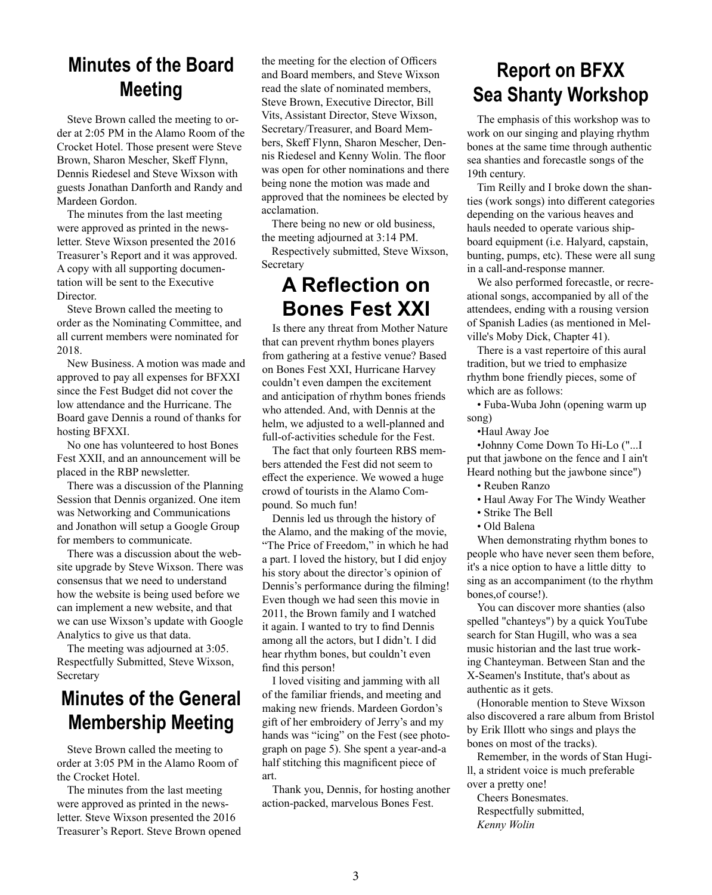## Minutes of the Board Meeting

Steve Brown called the meeting to order at 2:05 PM in the Alamo Room of the Crocket Hotel. Those present were Steve Brown, Sharon Mescher, Skeff Flynn, Dennis Riedesel and Steve Wixson with guests Jonathan Danforth and Randy and Mardeen Gordon.

The minutes from the last meeting were approved as printed in the newsletter. Steve Wixson presented the 2016 Treasurer's Report and it was approved. A copy with all supporting documentation will be sent to the Executive Director.

Steve Brown called the meeting to order as the Nominating Committee, and all current members were nominated for 2018.

New Business. A motion was made and approved to pay all expenses for BFXXI since the Fest Budget did not cover the low attendance and the Hurricane. The Board gave Dennis a round of thanks for hosting BFXXI.

No one has volunteered to host Bones Fest XXII, and an announcement will be placed in the RBP newsletter.

There was a discussion of the Planning Session that Dennis organized. One item was Networking and Communications and Jonathon will setup a Google Group for members to communicate.

There was a discussion about the website upgrade by Steve Wixson. There was consensus that we need to understand how the website is being used before we can implement a new website, and that we can use Wixson's update with Google Analytics to give us that data.

The meeting was adjourned at 3:05. Respectfully Submitted, Steve Wixson, Secretary

## Minutes of the General Membership Meeting

Steve Brown called the meeting to order at 3:05 PM in the Alamo Room of the Crocket Hotel.

The minutes from the last meeting were approved as printed in the newsletter. Steve Wixson presented the 2016 Treasurer's Report. Steve Brown opened the meeting for the election of Officers and Board members, and Steve Wixson read the slate of nominated members, Steve Brown, Executive Director, Bill Vits, Assistant Director, Steve Wixson, Secretary/Treasurer, and Board Members, Skeff Flynn, Sharon Mescher, Dennis Riedesel and Kenny Wolin. The floor was open for other nominations and there being none the motion was made and approved that the nominees be elected by acclamation.

There being no new or old business, the meeting adjourned at 3:14 PM.

Respectively submitted, Steve Wixson, Secretary

## A Reflection on Bones Fest XXI

Is there any threat from Mother Nature that can prevent rhythm bones players from gathering at a festive venue? Based on Bones Fest XXI, Hurricane Harvey couldn't even dampen the excitement and anticipation of rhythm bones friends who attended. And, with Dennis at the helm, we adjusted to a well-planned and full-of-activities schedule for the Fest.

The fact that only fourteen RBS members attended the Fest did not seem to effect the experience. We wowed a huge crowd of tourists in the Alamo Compound. So much fun!

Dennis led us through the history of the Alamo, and the making of the movie, "The Price of Freedom," in which he had a part. I loved the history, but I did enjoy his story about the director's opinion of Dennis's performance during the filming! Even though we had seen this movie in 2011, the Brown family and I watched it again. I wanted to try to find Dennis among all the actors, but I didn't. I did hear rhythm bones, but couldn't even find this person!

I loved visiting and jamming with all of the familiar friends, and meeting and making new friends. Mardeen Gordon's gift of her embroidery of Jerry's and my hands was "icing" on the Fest (see photograph on page 5). She spent a year-and-a half stitching this magnificent piece of art.

Thank you, Dennis, for hosting another action-packed, marvelous Bones Fest.

## Report on BFXX Sea Shanty Workshop

The emphasis of this workshop was to work on our singing and playing rhythm bones at the same time through authentic sea shanties and forecastle songs of the 19th century.

Tim Reilly and I broke down the shanties (work songs) into different categories depending on the various heaves and hauls needed to operate various shipboard equipment (i.e. Halyard, capstain, bunting, pumps, etc). These were all sung in a call-and-response manner.

We also performed forecastle, or recreational songs, accompanied by all of the attendees, ending with a rousing version of Spanish Ladies (as mentioned in Melville's Moby Dick, Chapter 41).

There is a vast repertoire of this aural tradition, but we tried to emphasize rhythm bone friendly pieces, some of which are as follows:

- Fuba-Wuba John (opening warm up song)
- Haul Away Joe
- Johnny Come Down To Hi-Lo ("...I put that jawbone on the fence and I ain't Heard nothing but the jawbone since")
- Reuben Ranzo
- Haul Away For The Windy Weather
- Strike The Bell
- Old Balena

When demonstrating rhythm bones to people who have never seen them before, it's a nice option to have a little ditty to sing as an accompaniment (to the rhythm bones,of course!).

You can discover more shanties (also spelled "chanteys") by a quick YouTube search for Stan Hugill, who was a sea music historian and the last true working Chanteyman. Between Stan and the X-Seamen's Institute, that's about as authentic as it gets.

(Honorable mention to Steve Wixson also discovered a rare album from Bristol by Erik Illott who sings and plays the bones on most of the tracks).

Remember, in the words of Stan Hugill, a strident voice is much preferable over a pretty one!

Cheers Bonesmates.

Respectfully submitted,

*Kenny Wolin*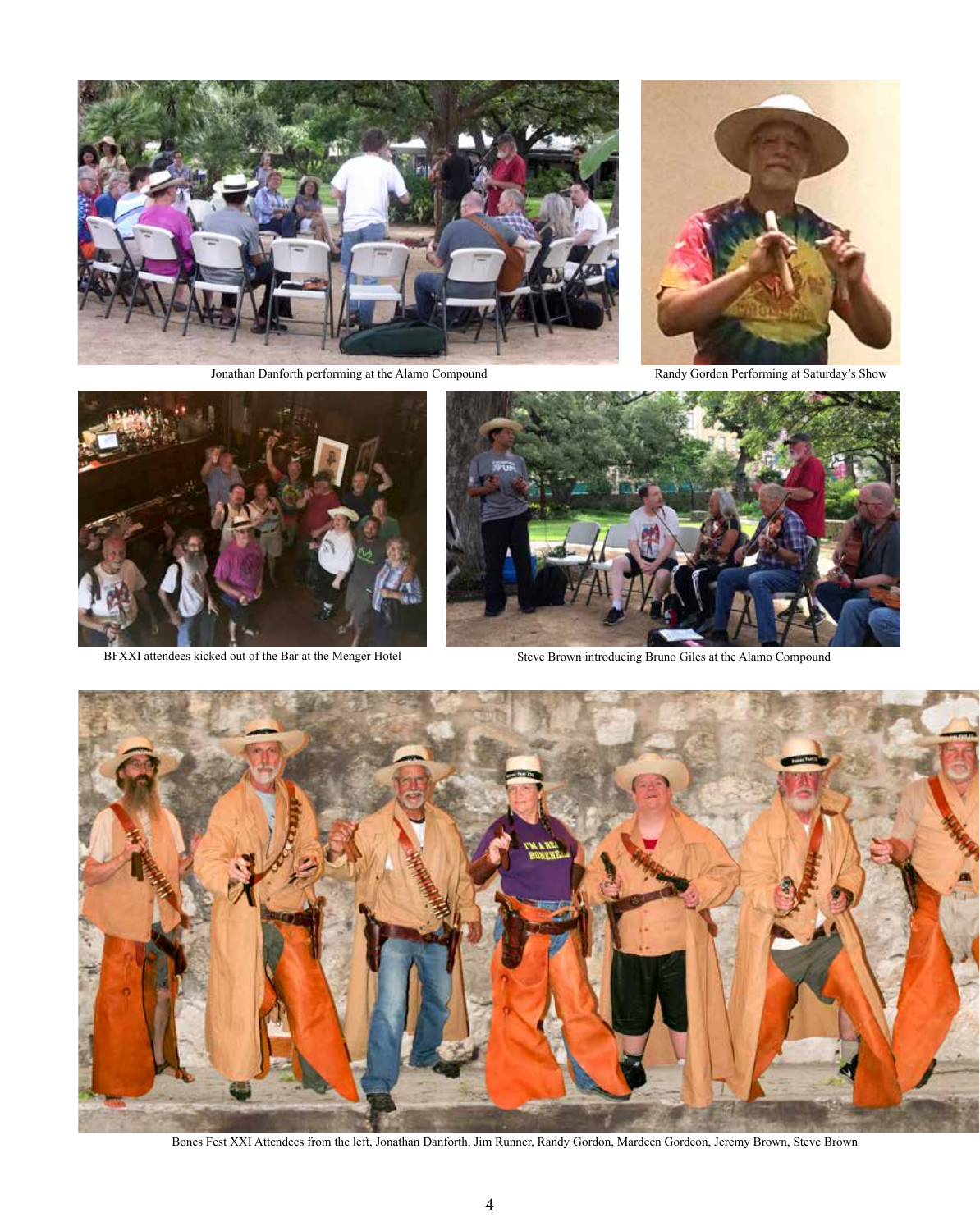Jonathan Danforth performing at the Alamo Compound

Randy Gordon Performing at Saturday's Show

BFXXI attendees kicked out of the Bar at the Menger Hotel

Steve Brown introducing Bruno Giles at the Alamo Compound

Bones Fest XXI Attendees from the left, Jonathan Danforth, Jim Runner, Randy Gordon, Mardeen Gordeon, Jeremy Brown, Steve Brown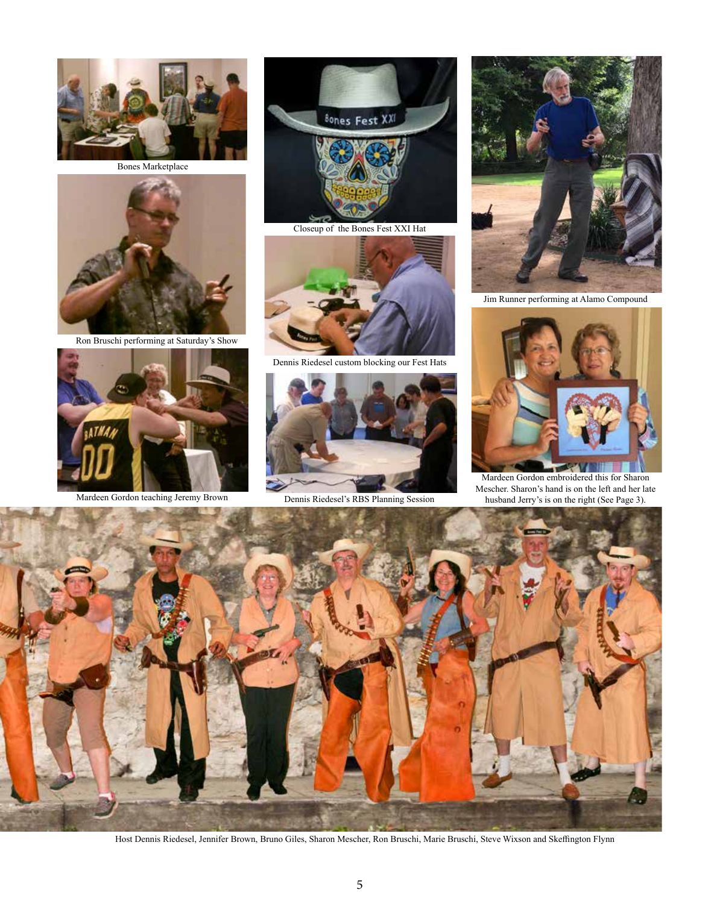Bones Marketplace

Ron Bruschi performing at Saturday's Show

Mardeen Gordon teaching Jeremy Brown

Closeup of the Bones Fest XXI Hat

Dennis Riedesel custom blocking our Fest Hats

Dennis Riedesel's RBS Planning Session

Jim Runner performing at Alamo Compound

Mardeen Gordon embroidered this for Sharon Mescher. Sharon's hand is on the left and her late husband Jerry's is on the right (See Page 3).

Host Dennis Riedesel, Jennifer Brown, Bruno Giles, Sharon Mescher, Ron Bruschi, Marie Bruschi, Steve Wixson and Skeffington Flynn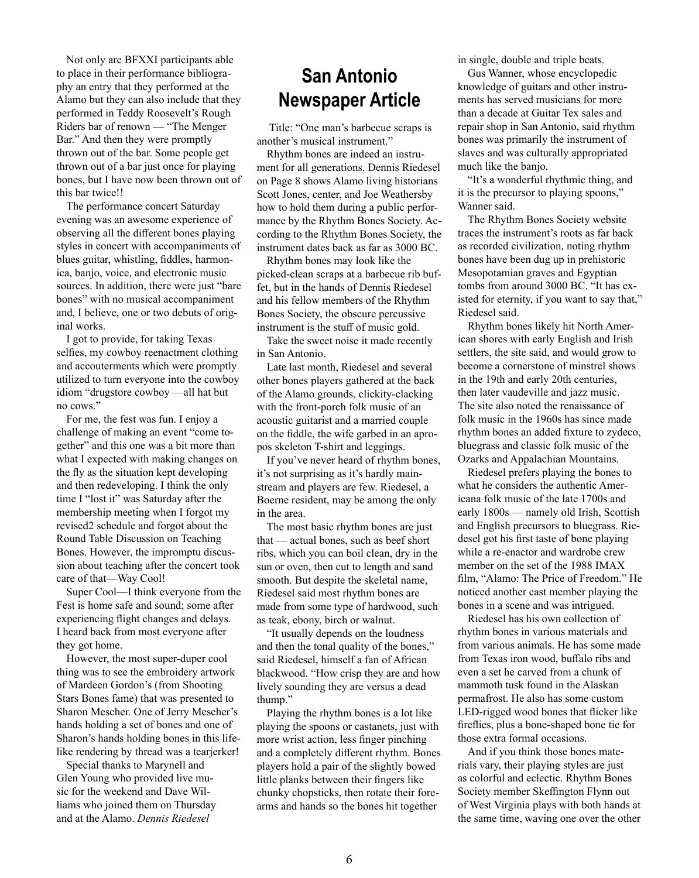Not only are BFXXI participants able to place in their performance bibliography an entry that they performed at the Alamo but they can also include that they performed in Teddy Roosevelt's Rough Riders bar of renown — "The Menger Bar." And then they were promptly thrown out of the bar. Some people get thrown out of a bar just once for playing bones, but I have now been thrown out of this bar twice!!

The performance concert Saturday evening was an awesome experience of observing all the different bones playing styles in concert with accompaniments of blues guitar, whistling, fiddles, harmonica, banjo, voice, and electronic music sources. In addition, there were just "bare bones" with no musical accompaniment and, I believe, one or two debuts of original works.

I got to provide, for taking Texas selfies, my cowboy reenactment clothing and accouterments which were promptly utilized to turn everyone into the cowboy idiom "drugstore cowboy —all hat but no cows."

For me, the fest was fun. I enjoy a challenge of making an event "come together" and this one was a bit more than what I expected with making changes on the fly as the situation kept developing and then redeveloping. I think the only time I "lost it" was Saturday after the membership meeting when I forgot my revised2 schedule and forgot about the Round Table Discussion on Teaching Bones. However, the impromptu discussion about teaching after the concert took care of that—Way Cool!

Super Cool—I think everyone from the Fest is home safe and sound; some after experiencing flight changes and delays. I heard back from most everyone after they got home.

However, the most super-duper cool thing was to see the embroidery artwork of Mardeen Gordon's (from Shooting Stars Bones fame) that was presented to Sharon Mescher. One of Jerry Mescher's hands holding a set of bones and one of Sharon's hands holding bones in this lifelike rendering by thread was a tearjerker!

Special thanks to Marynell and Glen Young who provided live music for the weekend and Dave Williams who joined them on Thursday and at the Alamo. *Dennis Riedesel*

## San Antonio Newspaper Article

Title: "One man's barbecue scraps is another's musical instrument."

Rhythm bones are indeed an instrument for all generations. Dennis Riedesel on Page 8 shows Alamo living historians Scott Jones, center, and Joe Weathersby how to hold them during a public performance by the Rhythm Bones Society. According to the Rhythm Bones Society, the instrument dates back as far as 3000 BC.

Rhythm bones may look like the picked-clean scraps at a barbecue rib buffet, but in the hands of Dennis Riedesel and his fellow members of the Rhythm Bones Society, the obscure percussive instrument is the stuff of music gold.

Take the sweet noise it made recently in San Antonio.

Late last month, Riedesel and several other bones players gathered at the back of the Alamo grounds, clickity-clacking with the front-porch folk music of an acoustic guitarist and a married couple on the fiddle, the wife garbed in an apropos skeleton T-shirt and leggings.

If you've never heard of rhythm bones, it's not surprising as it's hardly mainstream and players are few. Riedesel, a Boerne resident, may be among the only in the area.

The most basic rhythm bones are just that — actual bones, such as beef short ribs, which you can boil clean, dry in the sun or oven, then cut to length and sand smooth. But despite the skeletal name, Riedesel said most rhythm bones are made from some type of hardwood, such as teak, ebony, birch or walnut.

"It usually depends on the loudness and then the tonal quality of the bones," said Riedesel, himself a fan of African blackwood. "How crisp they are and how lively sounding they are versus a dead thump."

Playing the rhythm bones is a lot like playing the spoons or castanets, just with more wrist action, less finger pinching and a completely different rhythm. Bones players hold a pair of the slightly bowed little planks between their fingers like chunky chopsticks, then rotate their forearms and hands so the bones hit together in single, double and triple beats.

Gus Wanner, whose encyclopedic knowledge of guitars and other instruments has served musicians for more than a decade at Guitar Tex sales and repair shop in San Antonio, said rhythm bones was primarily the instrument of slaves and was culturally appropriated much like the banjo.

"It's a wonderful rhythmic thing, and it is the precursor to playing spoons," Wanner said.

The Rhythm Bones Society website traces the instrument's roots as far back as recorded civilization, noting rhythm bones have been dug up in prehistoric Mesopotamian graves and Egyptian tombs from around 3000 BC. "It has existed for eternity, if you want to say that," Riedesel said.

Rhythm bones likely hit North American shores with early English and Irish settlers, the site said, and would grow to become a cornerstone of minstrel shows in the 19th and early 20th centuries, then later vaudeville and jazz music. The site also noted the renaissance of folk music in the 1960s has since made rhythm bones an added fixture to zydeco, bluegrass and classic folk music of the Ozarks and Appalachian Mountains.

Riedesel prefers playing the bones to what he considers the authentic Americana folk music of the late 1700s and early 1800s — namely old Irish, Scottish and English precursors to bluegrass. Riedesel got his first taste of bone playing while a re-enactor and wardrobe crew member on the set of the 1988 IMAX film, "Alamo: The Price of Freedom." He noticed another cast member playing the bones in a scene and was intrigued.

Riedesel has his own collection of rhythm bones in various materials and from various animals. He has some made from Texas iron wood, buffalo ribs and even a set he carved from a chunk of mammoth tusk found in the Alaskan permafrost. He also has some custom LED-rigged wood bones that flicker like fireflies, plus a bone-shaped bone tie for those extra formal occasions.

And if you think those bones materials vary, their playing styles are just as colorful and eclectic. Rhythm Bones Society member Skeffington Flynn out of West Virginia plays with both hands at the same time, waving one over the other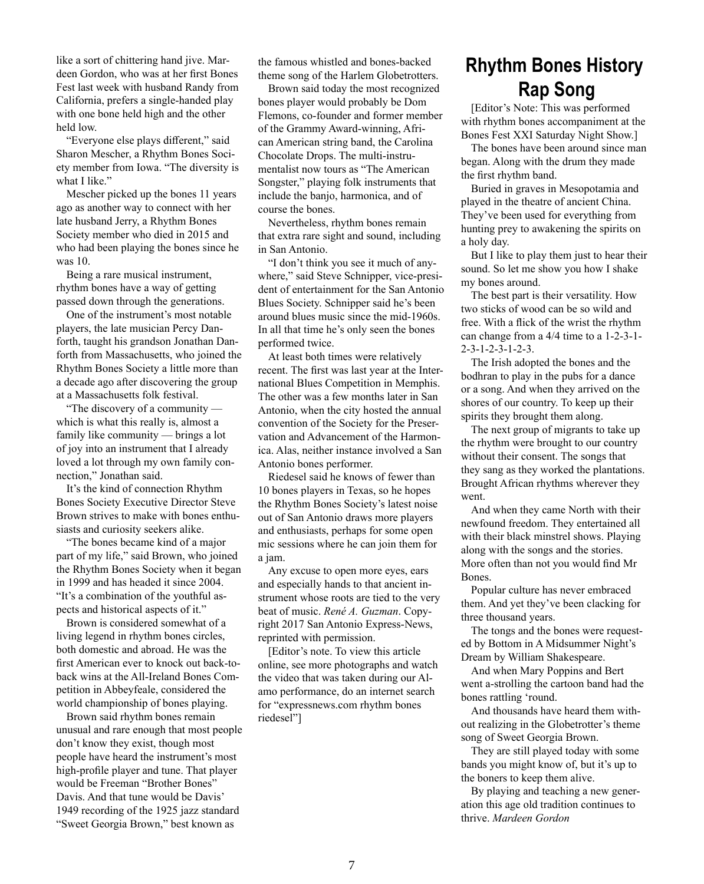like a sort of chittering hand jive. Mardeen Gordon, who was at her first Bones Fest last week with husband Randy from California, prefers a single-handed play with one bone held high and the other held low.

"Everyone else plays different," said Sharon Mescher, a Rhythm Bones Society member from Iowa. "The diversity is what I like."

Mescher picked up the bones 11 years ago as another way to connect with her late husband Jerry, a Rhythm Bones Society member who died in 2015 and who had been playing the bones since he was 10.

Being a rare musical instrument, rhythm bones have a way of getting passed down through the generations.

One of the instrument's most notable players, the late musician Percy Danforth, taught his grandson Jonathan Danforth from Massachusetts, who joined the Rhythm Bones Society a little more than a decade ago after discovering the group at a Massachusetts folk festival.

"The discovery of a community — which is what this really is, almost a family like community — brings a lot of joy into an instrument that I already loved a lot through my own family connection," Jonathan said.

It's the kind of connection Rhythm Bones Society Executive Director Steve Brown strives to make with bones enthusiasts and curiosity seekers alike.

"The bones became kind of a major part of my life," said Brown, who joined the Rhythm Bones Society when it began in 1999 and has headed it since 2004. "It's a combination of the youthful aspects and historical aspects of it."

Brown is considered somewhat of a living legend in rhythm bones circles, both domestic and abroad. He was the first American ever to knock out back-to-back wins at the All-Ireland Bones Competition in Abbeyfeale, considered the world championship of bones playing.

Brown said rhythm bones remain unusual and rare enough that most people don't know they exist, though most people have heard the instrument's most high-profile player and tune. That player would be Freeman "Brother Bones" Davis. And that tune would be Davis' 1949 recording of the 1925 jazz standard "Sweet Georgia Brown," best known as the famous whistled and bones-backed theme song of the Harlem Globetrotters.

Brown said today the most recognized bones player would probably be Dom Flemons, co-founder and former member of the Grammy Award-winning, African American string band, the Carolina Chocolate Drops. The multi-instrumentalist now tours as "The American Songster," playing folk instruments that include the banjo, harmonica, and of course the bones.

Nevertheless, rhythm bones remain that extra rare sight and sound, including in San Antonio.

"I don't think you see it much of anywhere," said Steve Schnipper, vice-president of entertainment for the San Antonio Blues Society. Schnipper said he's been around blues music since the mid-1960s. In all that time he's only seen the bones performed twice.

At least both times were relatively recent. The first was last year at the International Blues Competition in Memphis. The other was a few months later in San Antonio, when the city hosted the annual convention of the Society for the Preservation and Advancement of the Harmonica. Alas, neither instance involved a San Antonio bones performer.

Riedesel said he knows of fewer than 10 bones players in Texas, so he hopes the Rhythm Bones Society's latest noise out of San Antonio draws more players and enthusiasts, perhaps for some open mic sessions where he can join them for a jam.

Any excuse to open more eyes, ears and especially hands to that ancient instrument whose roots are tied to the very beat of music. *René A. Guzman*. Copyright 2017 San Antonio Express-News, reprinted with permission.

[Editor's note. To view this article online, see more photographs and watch the video that was taken during our Alamo performance, do an internet search for "expressnews.com rhythm bones riedesel"]

# Rhythm Bones History Rap Song

[Editor's Note: This was performed with rhythm bones accompaniment at the Bones Fest XXI Saturday Night Show.]

The bones have been around since man began. Along with the drum they made the first rhythm band.

Buried in graves in Mesopotamia and played in the theatre of ancient China. They've been used for everything from hunting prey to awakening the spirits on a holy day.

But I like to play them just to hear their sound. So let me show you how I shake my bones around.

The best part is their versatility. How two sticks of wood can be so wild and free. With a flick of the wrist the rhythm can change from a 4/4 time to a 1-2-3-1-2-3-1-2-3-1-2-3.

The Irish adopted the bones and the bodhran to play in the pubs for a dance or a song. And when they arrived on the shores of our country. To keep up their spirits they brought them along.

The next group of migrants to take up the rhythm were brought to our country without their consent. The songs that they sang as they worked the plantations. Brought African rhythms wherever they went.

And when they came North with their newfound freedom. They entertained all with their black minstrel shows. Playing along with the songs and the stories. More often than not you would find Mr Bones.

Popular culture has never embraced them. And yet they've been clacking for three thousand years.

The tongs and the bones were requested by Bottom in A Midsummer Night's Dream by William Shakespeare.

And when Mary Poppins and Bert went a-strolling the cartoon band had the bones rattling 'round.

And thousands have heard them without realizing in the Globetrotter's theme song of Sweet Georgia Brown.

They are still played today with some bands you might know of, but it's up to the boners to keep them alive.

By playing and teaching a new generation this age old tradition continues to thrive. *Mardeen Gordon*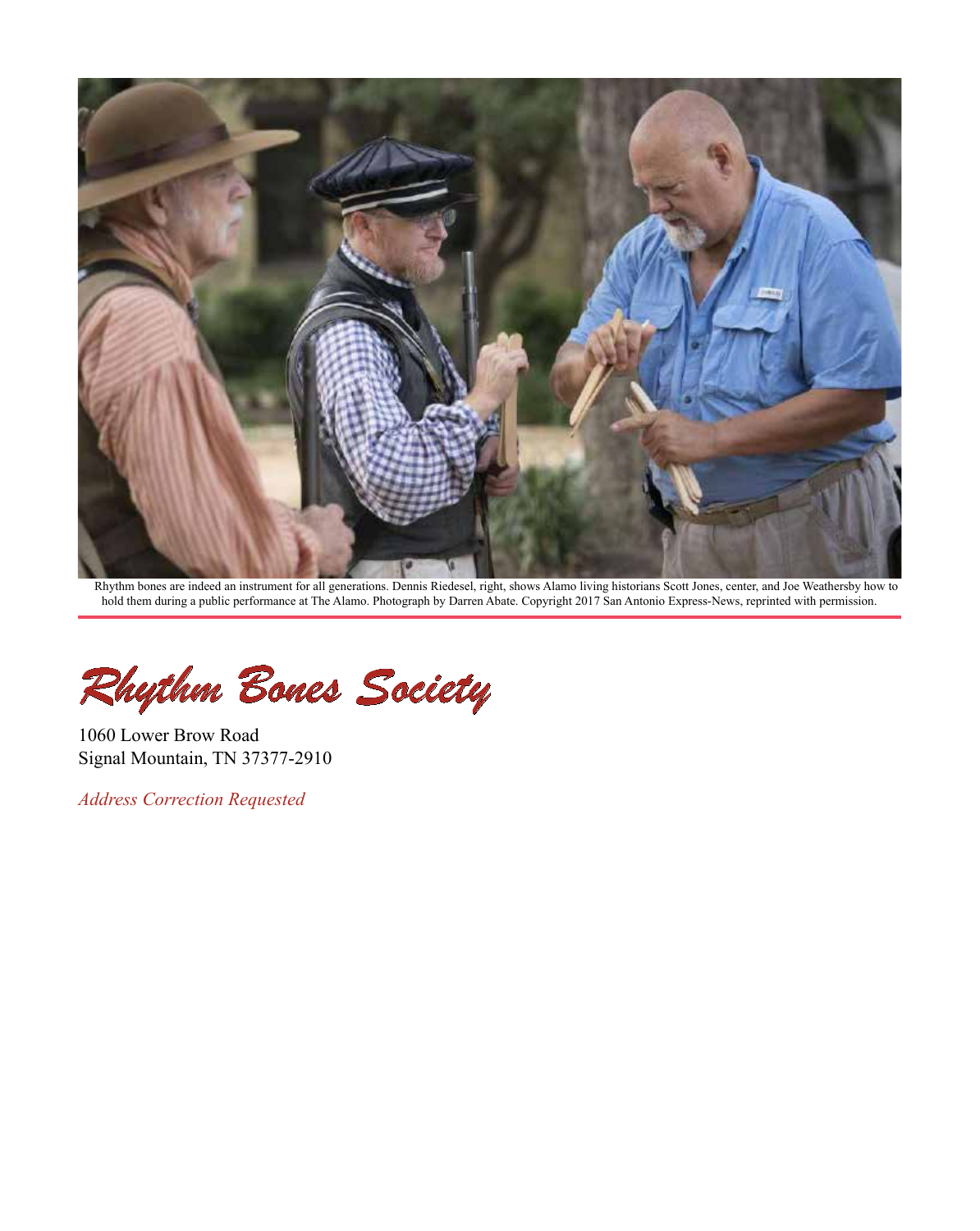Rhythm bones are indeed an instrument for all generations. Dennis Riedesel, right, shows Alamo living historians Scott Jones, center, and Joe Weathersby how to hold them during a public performance at The Alamo. Photograph by Darren Abate. Copyright 2017 San Antonio Express-News, reprinted with permission.

*Rhythm Bones Society*

1060 Lower Brow Road
Signal Mountain, TN 37377-2910

*Address Correction Requested*